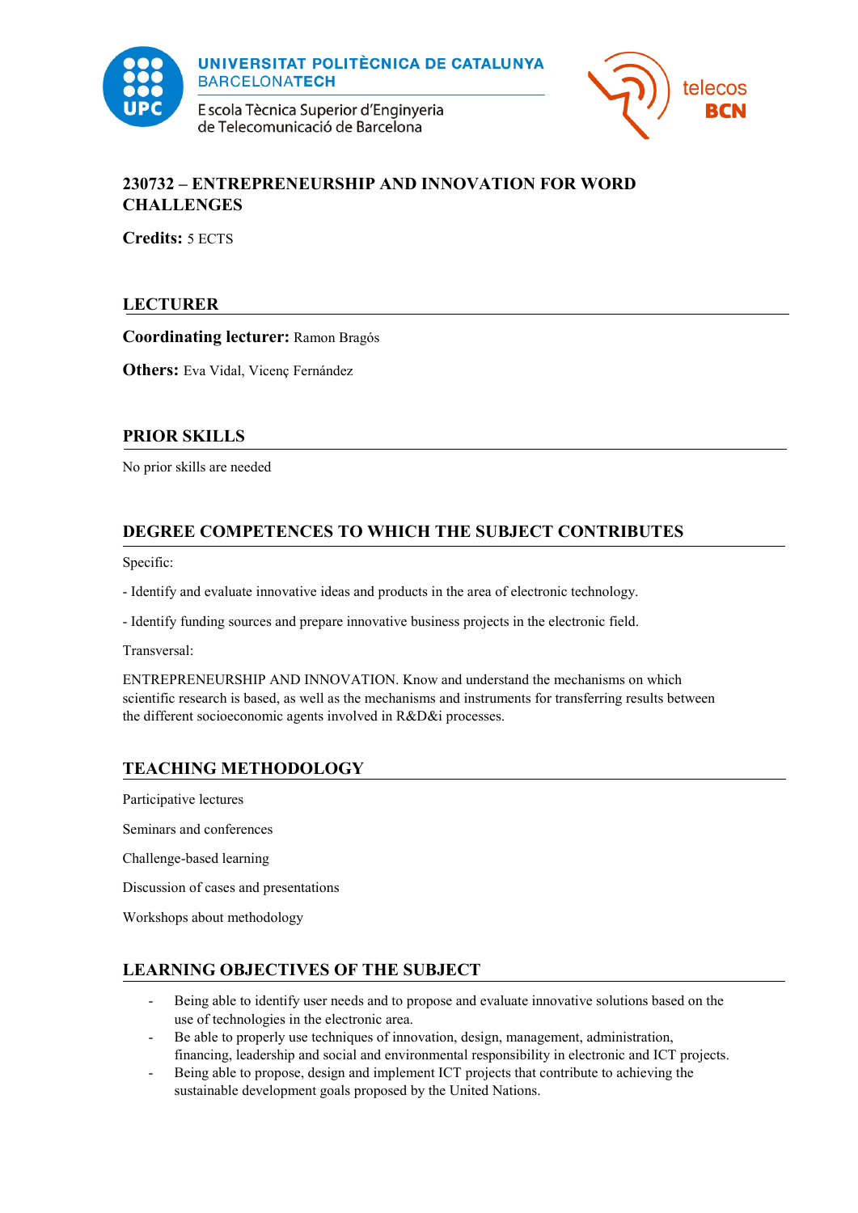UNIVERSITAT POLITÈCNICA DE CATALUNYA
BARCELONATECH
Escola Tècnica Superior d'Enginyeria de Telecomunicació de Barcelona

telecos BCN

# 230732 – ENTREPRENEURSHIP AND INNOVATION FOR WORD CHALLENGES

**Credits:** 5 ECTS

## LECTURER

**Coordinating lecturer:** Ramon Bragós

**Others:** Eva Vidal, Vicenç Fernández

## PRIOR SKILLS

No prior skills are needed

## DEGREE COMPETENCES TO WHICH THE SUBJECT CONTRIBUTES

Specific:

- Identify and evaluate innovative ideas and products in the area of electronic technology.

- Identify funding sources and prepare innovative business projects in the electronic field.

Transversal:

ENTREPRENEURSHIP AND INNOVATION. Know and understand the mechanisms on which scientific research is based, as well as the mechanisms and instruments for transferring results between the different socioeconomic agents involved in R&D&i processes.

## TEACHING METHODOLOGY

Participative lectures

Seminars and conferences

Challenge-based learning

Discussion of cases and presentations

Workshops about methodology

## LEARNING OBJECTIVES OF THE SUBJECT

- Being able to identify user needs and to propose and evaluate innovative solutions based on the use of technologies in the electronic area.
- Be able to properly use techniques of innovation, design, management, administration, financing, leadership and social and environmental responsibility in electronic and ICT projects.
- Being able to propose, design and implement ICT projects that contribute to achieving the sustainable development goals proposed by the United Nations.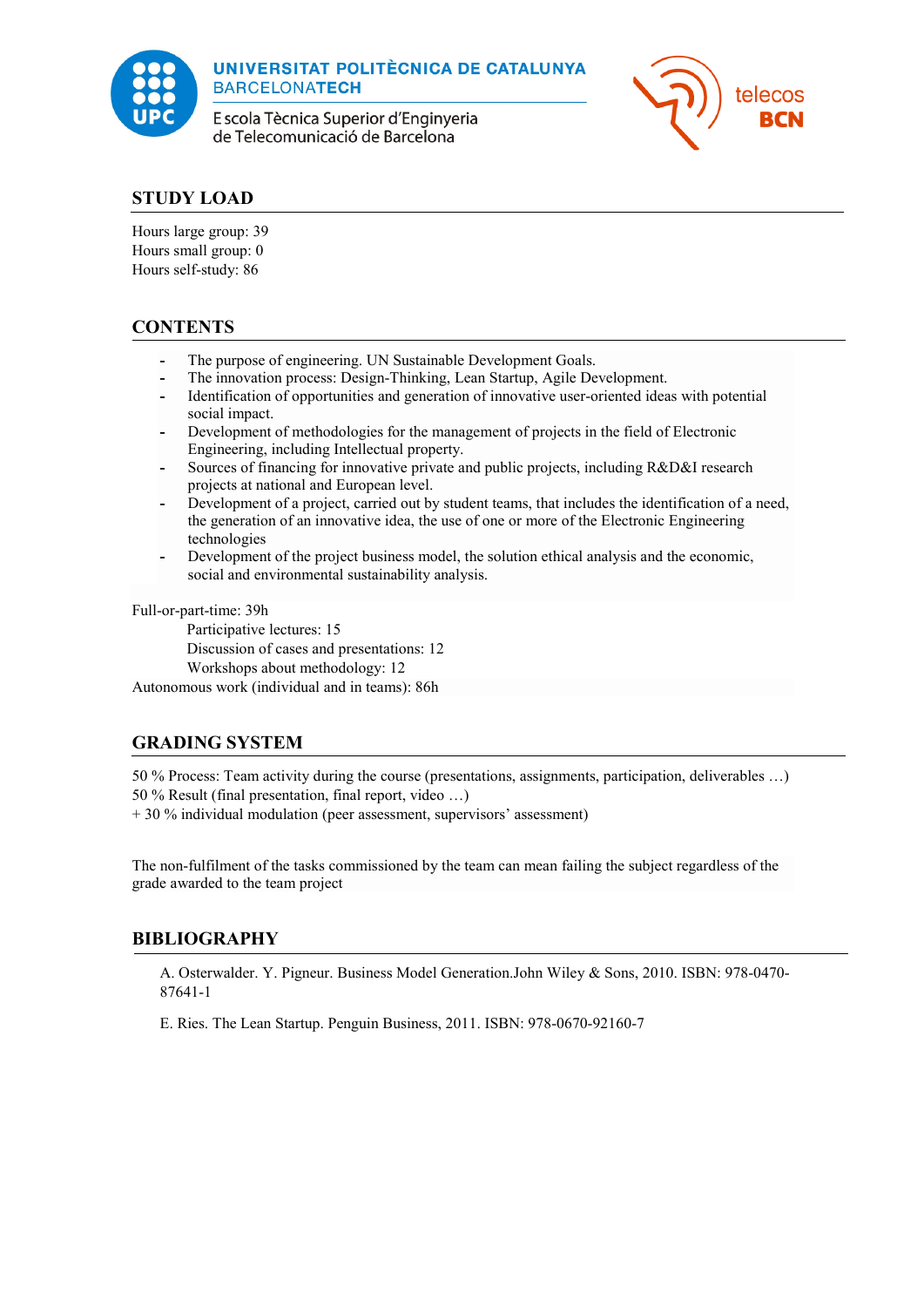## STUDY LOAD

Hours large group: 39
Hours small group: 0
Hours self-study: 86

## CONTENTS

- The purpose of engineering. UN Sustainable Development Goals.
- The innovation process: Design-Thinking, Lean Startup, Agile Development.
- Identification of opportunities and generation of innovative user-oriented ideas with potential social impact.
- Development of methodologies for the management of projects in the field of Electronic Engineering, including Intellectual property.
- Sources of financing for innovative private and public projects, including R&D&I research projects at national and European level.
- Development of a project, carried out by student teams, that includes the identification of a need, the generation of an innovative idea, the use of one or more of the Electronic Engineering technologies
- Development of the project business model, the solution ethical analysis and the economic, social and environmental sustainability analysis.

Full-or-part-time: 39h
Participative lectures: 15
Discussion of cases and presentations: 12
Workshops about methodology: 12
Autonomous work (individual and in teams): 86h

## GRADING SYSTEM

50 % Process: Team activity during the course (presentations, assignments, participation, deliverables …)
50 % Result (final presentation, final report, video …)
+ 30 % individual modulation (peer assessment, supervisors' assessment)

The non-fulfilment of the tasks commissioned by the team can mean failing the subject regardless of the grade awarded to the team project

## BIBLIOGRAPHY

A. Osterwalder. Y. Pigneur. Business Model Generation.John Wiley & Sons, 2010. ISBN: 978-0470-87641-1

E. Ries. The Lean Startup. Penguin Business, 2011. ISBN: 978-0670-92160-7